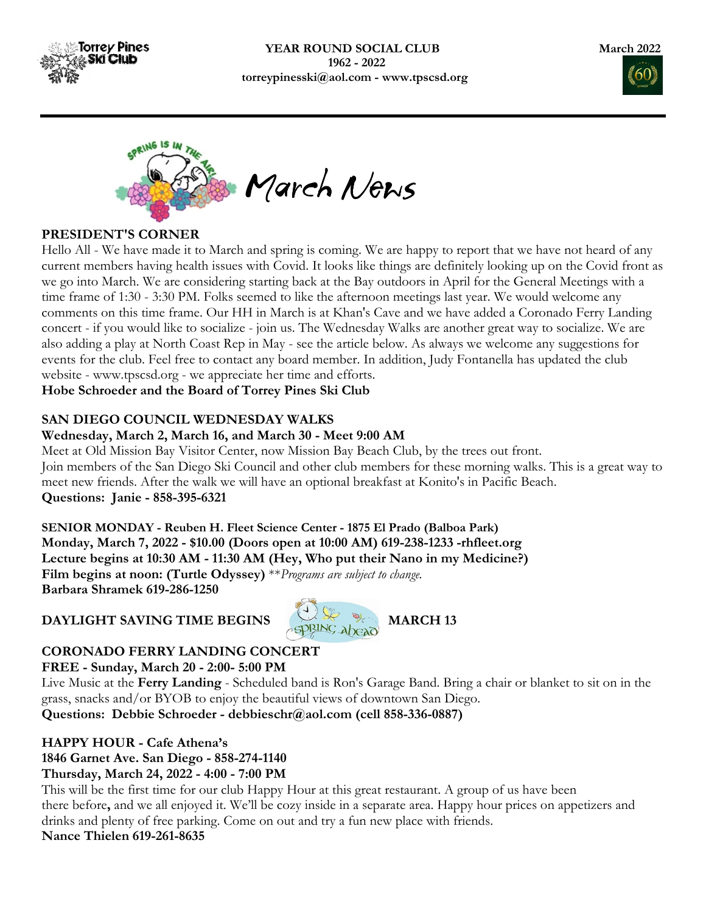Torrey Pines Ski Club

**YEAR ROUND SOCIAL CLUB**
**1962 - 2022**
**torreypinesski@aol.com - www.tpscsd.org**

**March 2022**

# March News

## PRESIDENT'S CORNER

Hello All - We have made it to March and spring is coming. We are happy to report that we have not heard of any current members having health issues with Covid. It looks like things are definitely looking up on the Covid front as we go into March. We are considering starting back at the Bay outdoors in April for the General Meetings with a time frame of 1:30 - 3:30 PM. Folks seemed to like the afternoon meetings last year. We would welcome any comments on this time frame. Our HH in March is at Khan's Cave and we have added a Coronado Ferry Landing concert - if you would like to socialize - join us. The Wednesday Walks are another great way to socialize. We are also adding a play at North Coast Rep in May - see the article below. As always we welcome any suggestions for events for the club. Feel free to contact any board member. In addition, Judy Fontanella has updated the club website - www.tpscsd.org - we appreciate her time and efforts.

**Hobe Schroeder and the Board of Torrey Pines Ski Club**

## SAN DIEGO COUNCIL WEDNESDAY WALKS

**Wednesday, March 2, March 16, and March 30 - Meet 9:00 AM**

Meet at Old Mission Bay Visitor Center, now Mission Bay Beach Club, by the trees out front.
Join members of the San Diego Ski Council and other club members for these morning walks. This is a great way to meet new friends. After the walk we will have an optional breakfast at Konito's in Pacific Beach.

**Questions: Janie - 858-395-6321**

## SENIOR MONDAY - Reuben H. Fleet Science Center - 1875 El Prado (Balboa Park)

**Monday, March 7, 2022 - $10.00 (Doors open at 10:00 AM) 619-238-1233 -rhfleet.org**
**Lecture begins at 10:30 AM - 11:30 AM (Hey, Who put their Nano in my Medicine?)**
**Film begins at noon: (Turtle Odyssey)** *\*\*Programs are subject to change.*
**Barbara Shramek 619-286-1250**

## DAYLIGHT SAVING TIME BEGINS MARCH 13

## CORONADO FERRY LANDING CONCERT

**FREE - Sunday, March 20 - 2:00- 5:00 PM**

Live Music at the **Ferry Landing** - Scheduled band is Ron's Garage Band. Bring a chair or blanket to sit on in the grass, snacks and/or BYOB to enjoy the beautiful views of downtown San Diego.

**Questions: Debbie Schroeder - debbieschr@aol.com (cell 858-336-0887)**

## HAPPY HOUR - Cafe Athena's

**1846 Garnet Ave. San Diego - 858-274-1140**
**Thursday, March 24, 2022 - 4:00 - 7:00 PM**

This will be the first time for our club Happy Hour at this great restaurant. A group of us have been there before**,** and we all enjoyed it. We'll be cozy inside in a separate area. Happy hour prices on appetizers and drinks and plenty of free parking. Come on out and try a fun new place with friends.

**Nance Thielen 619-261-8635**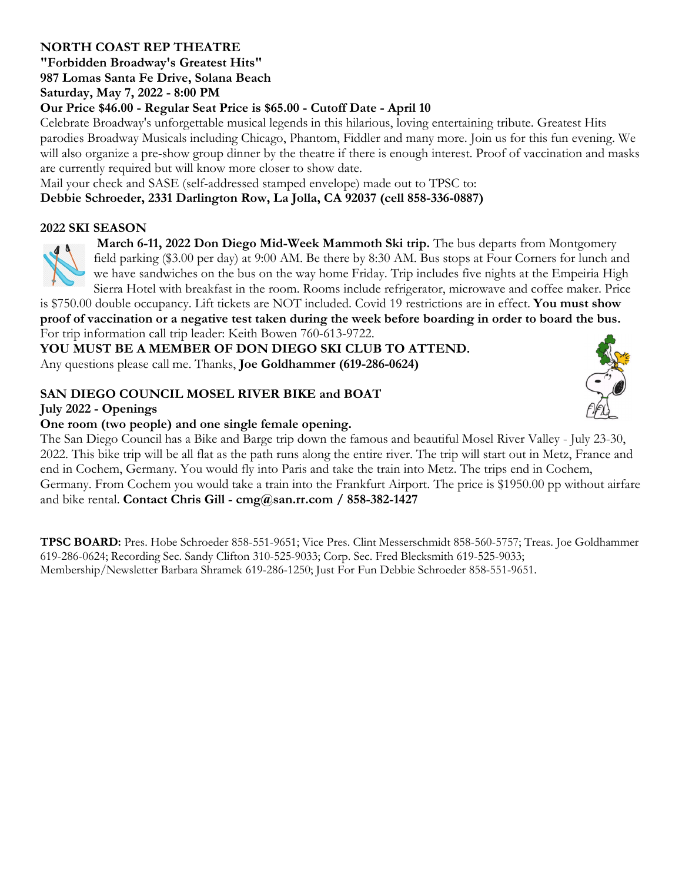**NORTH COAST REP THEATRE**
**"Forbidden Broadway's Greatest Hits"**
**987 Lomas Santa Fe Drive, Solana Beach**
**Saturday, May 7, 2022 - 8:00 PM**
**Our Price $46.00 - Regular Seat Price is $65.00 - Cutoff Date - April 10**

Celebrate Broadway's unforgettable musical legends in this hilarious, loving entertaining tribute. Greatest Hits parodies Broadway Musicals including Chicago, Phantom, Fiddler and many more. Join us for this fun evening. We will also organize a pre-show group dinner by the theatre if there is enough interest. Proof of vaccination and masks are currently required but will know more closer to show date.

Mail your check and SASE (self-addressed stamped envelope) made out to TPSC to:
**Debbie Schroeder, 2331 Darlington Row, La Jolla, CA 92037 (cell 858-336-0887)**

**2022 SKI SEASON**

**March 6-11, 2022 Don Diego Mid-Week Mammoth Ski trip.** The bus departs from Montgomery field parking ($3.00 per day) at 9:00 AM. Be there by 8:30 AM. Bus stops at Four Corners for lunch and we have sandwiches on the bus on the way home Friday. Trip includes five nights at the Empeiria High Sierra Hotel with breakfast in the room. Rooms include refrigerator, microwave and coffee maker. Price is $750.00 double occupancy. Lift tickets are NOT included. Covid 19 restrictions are in effect. **You must show proof of vaccination or a negative test taken during the week before boarding in order to board the bus.** For trip information call trip leader: Keith Bowen 760-613-9722.

**YOU MUST BE A MEMBER OF DON DIEGO SKI CLUB TO ATTEND.**

Any questions please call me. Thanks, **Joe Goldhammer (619-286-0624)**

**SAN DIEGO COUNCIL MOSEL RIVER BIKE and BOAT**
**July 2022 - Openings**
**One room (two people) and one single female opening.**

The San Diego Council has a Bike and Barge trip down the famous and beautiful Mosel River Valley - July 23-30, 2022. This bike trip will be all flat as the path runs along the entire river. The trip will start out in Metz, France and end in Cochem, Germany. You would fly into Paris and take the train into Metz. The trips end in Cochem, Germany. From Cochem you would take a train into the Frankfurt Airport. The price is $1950.00 pp without airfare and bike rental. **Contact Chris Gill - cmg@san.rr.com / 858-382-1427**

**TPSC BOARD:** Pres. Hobe Schroeder 858-551-9651; Vice Pres. Clint Messerschmidt 858-560-5757; Treas. Joe Goldhammer 619-286-0624; Recording Sec. Sandy Clifton 310-525-9033; Corp. Sec. Fred Blecksmith 619-525-9033; Membership/Newsletter Barbara Shramek 619-286-1250; Just For Fun Debbie Schroeder 858-551-9651.